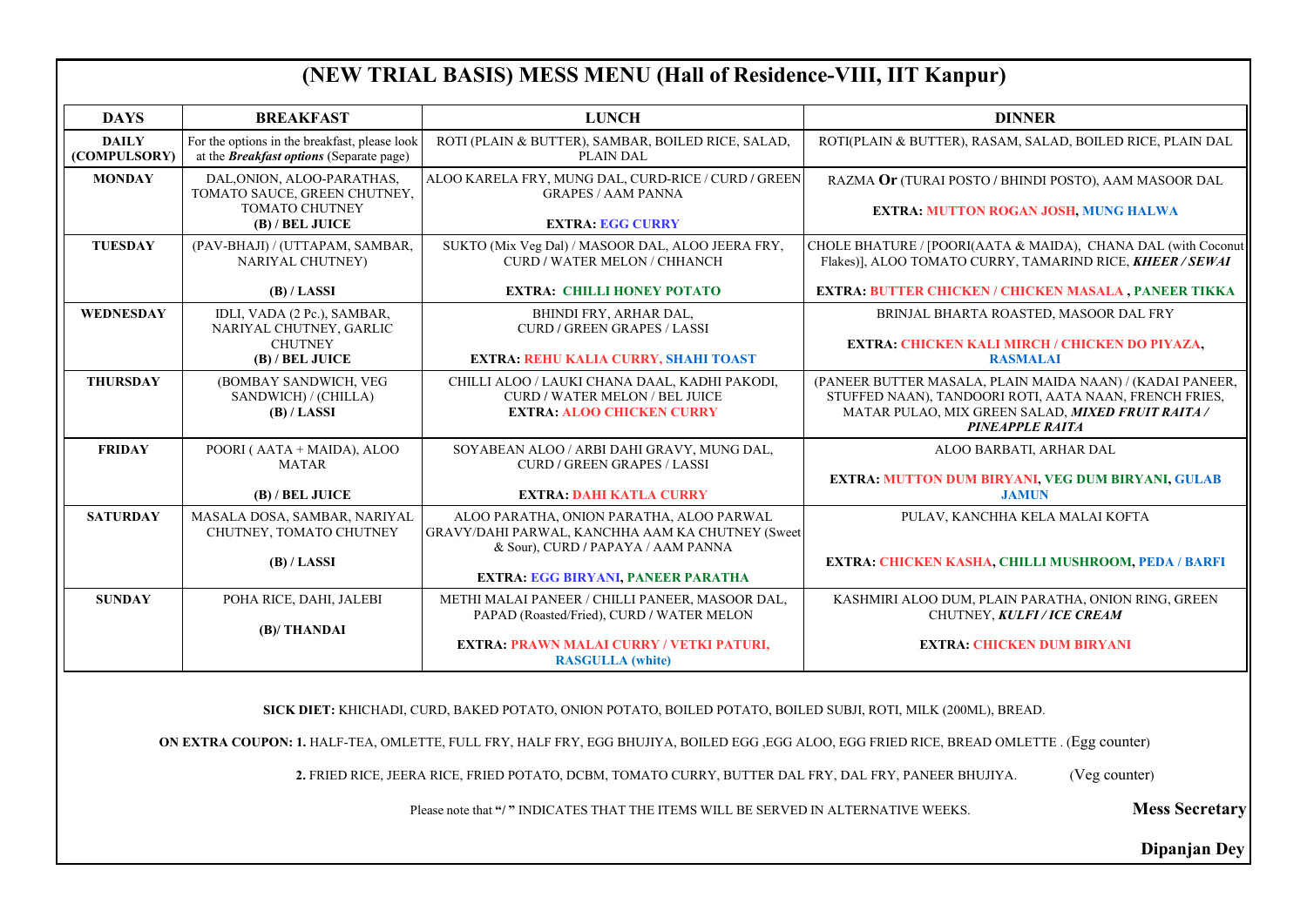# (NEW TRIAL BASIS) MESS MENU (Hall of Residence-VIII, IIT Kanpur)

| DAYS | BREAKFAST | LUNCH | DINNER |
|---|---|---|---|
| **DAILY (COMPULSORY)** | For the options in the breakfast, please look at the ***Breakfast options*** (Separate page) | ROTI (PLAIN & BUTTER), SAMBAR, BOILED RICE, SALAD, PLAIN DAL | ROTI(PLAIN & BUTTER), RASAM, SALAD, BOILED RICE, PLAIN DAL |
| **MONDAY** | DAL,ONION, ALOO-PARATHAS, TOMATO SAUCE, GREEN CHUTNEY, TOMATO CHUTNEY **(B) / BEL JUICE** | ALOO KARELA FRY, MUNG DAL, CURD-RICE / CURD / GREEN GRAPES / AAM PANNA **EXTRA: EGG CURRY** | RAZMA **Or** (TURAI POSTO / BHINDI POSTO), AAM MASOOR DAL **EXTRA: MUTTON ROGAN JOSH, MUNG HALWA** |
| **TUESDAY** | (PAV-BHAJI) / (UTTAPAM, SAMBAR, NARIYAL CHUTNEY) **(B) / LASSI** | SUKTO (Mix Veg Dal) / MASOOR DAL, ALOO JEERA FRY, CURD / WATER MELON / CHHANCH **EXTRA: CHILLI HONEY POTATO** | CHOLE BHATURE / [POORI(AATA & MAIDA), CHANA DAL (with Coconut Flakes)], ALOO TOMATO CURRY, TAMARIND RICE, ***KHEER / SEWAI*** **EXTRA: BUTTER CHICKEN / CHICKEN MASALA , PANEER TIKKA** |
| **WEDNESDAY** | IDLI, VADA (2 Pc.), SAMBAR, NARIYAL CHUTNEY, GARLIC CHUTNEY **(B) / BEL JUICE** | BHINDI FRY, ARHAR DAL, CURD / GREEN GRAPES / LASSI **EXTRA: REHU KALIA CURRY, SHAHI TOAST** | BRINJAL BHARTA ROASTED, MASOOR DAL FRY **EXTRA: CHICKEN KALI MIRCH / CHICKEN DO PIYAZA, RASMALAI** |
| **THURSDAY** | (BOMBAY SANDWICH, VEG SANDWICH) / (CHILLA) **(B) / LASSI** | CHILLI ALOO / LAUKI CHANA DAAL, KADHI PAKODI, CURD / WATER MELON / BEL JUICE **EXTRA: ALOO CHICKEN CURRY** | (PANEER BUTTER MASALA, PLAIN MAIDA NAAN) / (KADAI PANEER, STUFFED NAAN), TANDOORI ROTI, AATA NAAN, FRENCH FRIES, MATAR PULAO, MIX GREEN SALAD, ***MIXED FRUIT RAITA / PINEAPPLE RAITA*** |
| **FRIDAY** | POORI ( AATA + MAIDA), ALOO MATAR **(B) / BEL JUICE** | SOYABEAN ALOO / ARBI DAHI GRAVY, MUNG DAL, CURD / GREEN GRAPES / LASSI **EXTRA: DAHI KATLA CURRY** | ALOO BARBATI, ARHAR DAL **EXTRA: MUTTON DUM BIRYANI, VEG DUM BIRYANI, GULAB JAMUN** |
| **SATURDAY** | MASALA DOSA, SAMBAR, NARIYAL CHUTNEY, TOMATO CHUTNEY **(B) / LASSI** | ALOO PARATHA, ONION PARATHA, ALOO PARWAL GRAVY/DAHI PARWAL, KANCHHA AAM KA CHUTNEY (Sweet & Sour), CURD / PAPAYA / AAM PANNA **EXTRA: EGG BIRYANI, PANEER PARATHA** | PULAV, KANCHHA KELA MALAI KOFTA **EXTRA: CHICKEN KASHA, CHILLI MUSHROOM, PEDA / BARFI** |
| **SUNDAY** | POHA RICE, DAHI, JALEBI **(B)/ THANDAI** | METHI MALAI PANEER / CHILLI PANEER, MASOOR DAL, PAPAD (Roasted/Fried), CURD / WATER MELON **EXTRA: PRAWN MALAI CURRY / VETKI PATURI, RASGULLA (white)** | KASHMIRI ALOO DUM, PLAIN PARATHA, ONION RING, GREEN CHUTNEY, ***KULFI / ICE CREAM*** **EXTRA: CHICKEN DUM BIRYANI** |

**SICK DIET:** KHICHADI, CURD, BAKED POTATO, ONION POTATO, BOILED POTATO, BOILED SUBJI, ROTI, MILK (200ML), BREAD.

**ON EXTRA COUPON: 1.** HALF-TEA, OMLETTE, FULL FRY, HALF FRY, EGG BHUJIYA, BOILED EGG ,EGG ALOO, EGG FRIED RICE, BREAD OMLETTE . (Egg counter)

**2.** FRIED RICE, JEERA RICE, FRIED POTATO, DCBM, TOMATO CURRY, BUTTER DAL FRY, DAL FRY, PANEER BHUJIYA. (Veg counter)

Please note that **"/ "** INDICATES THAT THE ITEMS WILL BE SERVED IN ALTERNATIVE WEEKS.

**Mess Secretary**

**Dipanjan Dey**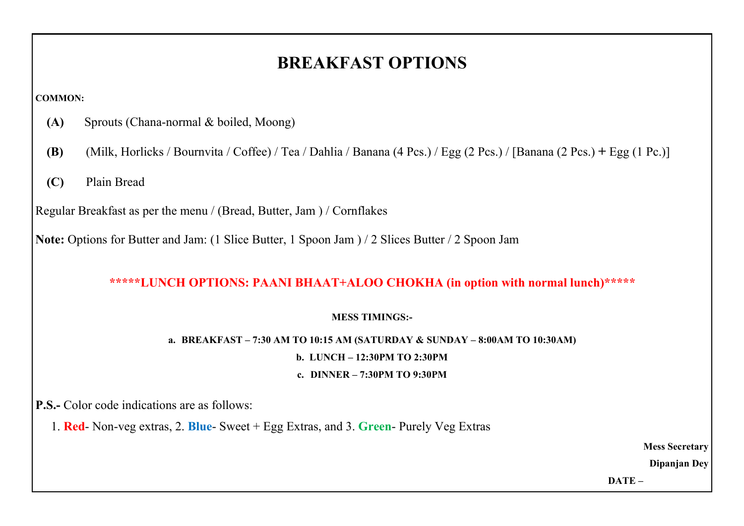# BREAKFAST OPTIONS

**COMMON:**

**(A)** Sprouts (Chana-normal & boiled, Moong)

**(B)** (Milk, Horlicks / Bournvita / Coffee) / Tea / Dahlia / Banana (4 Pcs.) / Egg (2 Pcs.) / [Banana (2 Pcs.) + Egg (1 Pc.)]

**(C)** Plain Bread

Regular Breakfast as per the menu / (Bread, Butter, Jam ) / Cornflakes

**Note:** Options for Butter and Jam: (1 Slice Butter, 1 Spoon Jam ) / 2 Slices Butter / 2 Spoon Jam

**\*\*\*\*\*LUNCH OPTIONS: PAANI BHAAT+ALOO CHOKHA (in option with normal lunch)\*\*\*\*\***

**MESS TIMINGS:-**

a. **BREAKFAST – 7:30 AM TO 10:15 AM (SATURDAY & SUNDAY – 8:00AM TO 10:30AM)**
b. **LUNCH – 12:30PM TO 2:30PM**
c. **DINNER – 7:30PM TO 9:30PM**

**P.S.-** Color code indications are as follows:

1. **Red**- Non-veg extras, 2. **Blue**- Sweet + Egg Extras, and 3. **Green**- Purely Veg Extras

**Mess Secretary**

**Dipanjan Dey**

**DATE –**